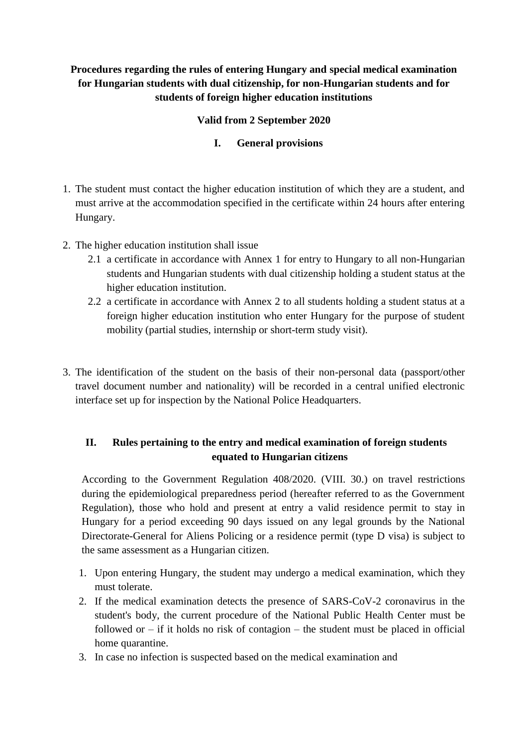**Procedures regarding the rules of entering Hungary and special medical examination for Hungarian students with dual citizenship, for non-Hungarian students and for students of foreign higher education institutions**

**Valid from 2 September 2020**

## I. General provisions

1. The student must contact the higher education institution of which they are a student, and must arrive at the accommodation specified in the certificate within 24 hours after entering Hungary.

2. The higher education institution shall issue
   - 2.1 a certificate in accordance with Annex 1 for entry to Hungary to all non-Hungarian students and Hungarian students with dual citizenship holding a student status at the higher education institution.
   - 2.2 a certificate in accordance with Annex 2 to all students holding a student status at a foreign higher education institution who enter Hungary for the purpose of student mobility (partial studies, internship or short-term study visit).

3. The identification of the student on the basis of their non-personal data (passport/other travel document number and nationality) will be recorded in a central unified electronic interface set up for inspection by the National Police Headquarters.

## II. Rules pertaining to the entry and medical examination of foreign students equated to Hungarian citizens

According to the Government Regulation 408/2020. (VIII. 30.) on travel restrictions during the epidemiological preparedness period (hereafter referred to as the Government Regulation), those who hold and present at entry a valid residence permit to stay in Hungary for a period exceeding 90 days issued on any legal grounds by the National Directorate-General for Aliens Policing or a residence permit (type D visa) is subject to the same assessment as a Hungarian citizen.

1. Upon entering Hungary, the student may undergo a medical examination, which they must tolerate.
2. If the medical examination detects the presence of SARS-CoV-2 coronavirus in the student's body, the current procedure of the National Public Health Center must be followed or – if it holds no risk of contagion – the student must be placed in official home quarantine.
3. In case no infection is suspected based on the medical examination and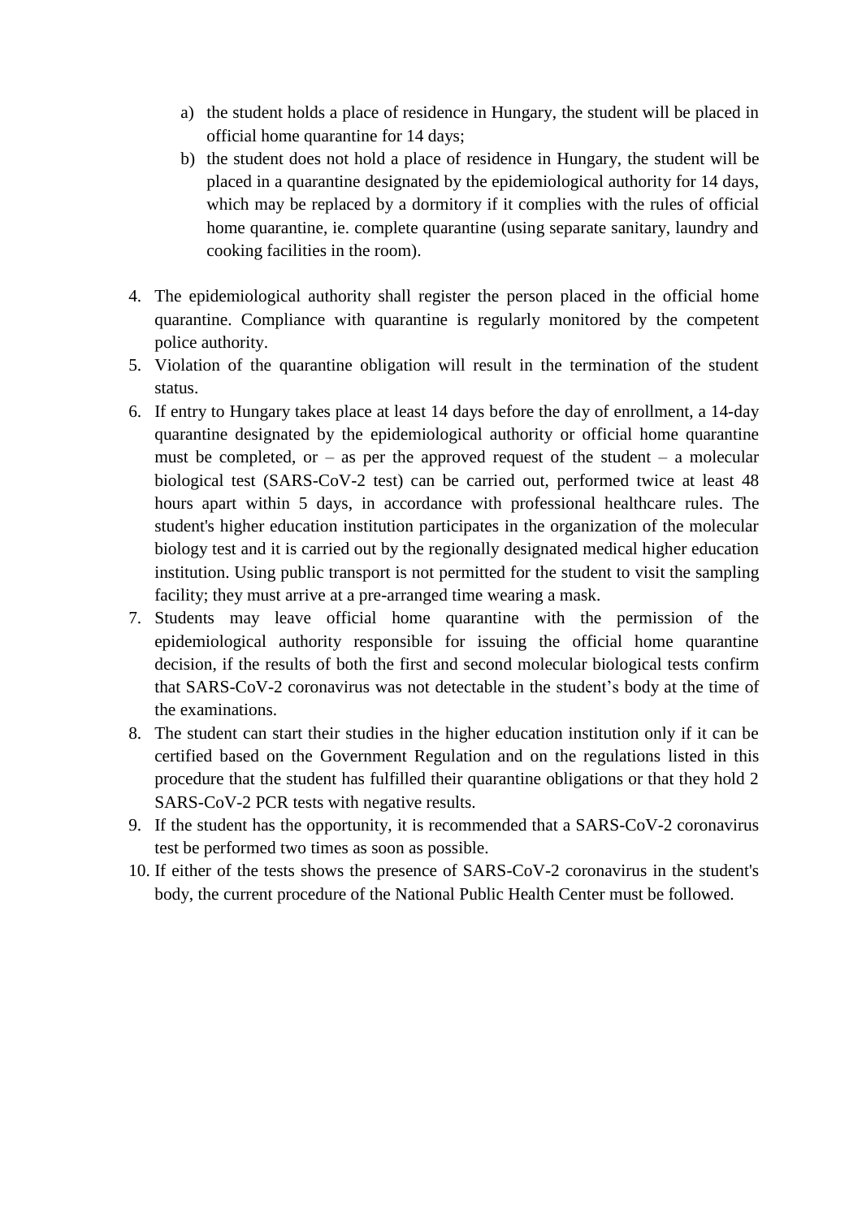a) the student holds a place of residence in Hungary, the student will be placed in official home quarantine for 14 days;
   b) the student does not hold a place of residence in Hungary, the student will be placed in a quarantine designated by the epidemiological authority for 14 days, which may be replaced by a dormitory if it complies with the rules of official home quarantine, ie. complete quarantine (using separate sanitary, laundry and cooking facilities in the room).

4. The epidemiological authority shall register the person placed in the official home quarantine. Compliance with quarantine is regularly monitored by the competent police authority.
5. Violation of the quarantine obligation will result in the termination of the student status.
6. If entry to Hungary takes place at least 14 days before the day of enrollment, a 14-day quarantine designated by the epidemiological authority or official home quarantine must be completed, or – as per the approved request of the student – a molecular biological test (SARS-CoV-2 test) can be carried out, performed twice at least 48 hours apart within 5 days, in accordance with professional healthcare rules. The student's higher education institution participates in the organization of the molecular biology test and it is carried out by the regionally designated medical higher education institution. Using public transport is not permitted for the student to visit the sampling facility; they must arrive at a pre-arranged time wearing a mask.
7. Students may leave official home quarantine with the permission of the epidemiological authority responsible for issuing the official home quarantine decision, if the results of both the first and second molecular biological tests confirm that SARS-CoV-2 coronavirus was not detectable in the student's body at the time of the examinations.
8. The student can start their studies in the higher education institution only if it can be certified based on the Government Regulation and on the regulations listed in this procedure that the student has fulfilled their quarantine obligations or that they hold 2 SARS-CoV-2 PCR tests with negative results.
9. If the student has the opportunity, it is recommended that a SARS-CoV-2 coronavirus test be performed two times as soon as possible.
10. If either of the tests shows the presence of SARS-CoV-2 coronavirus in the student's body, the current procedure of the National Public Health Center must be followed.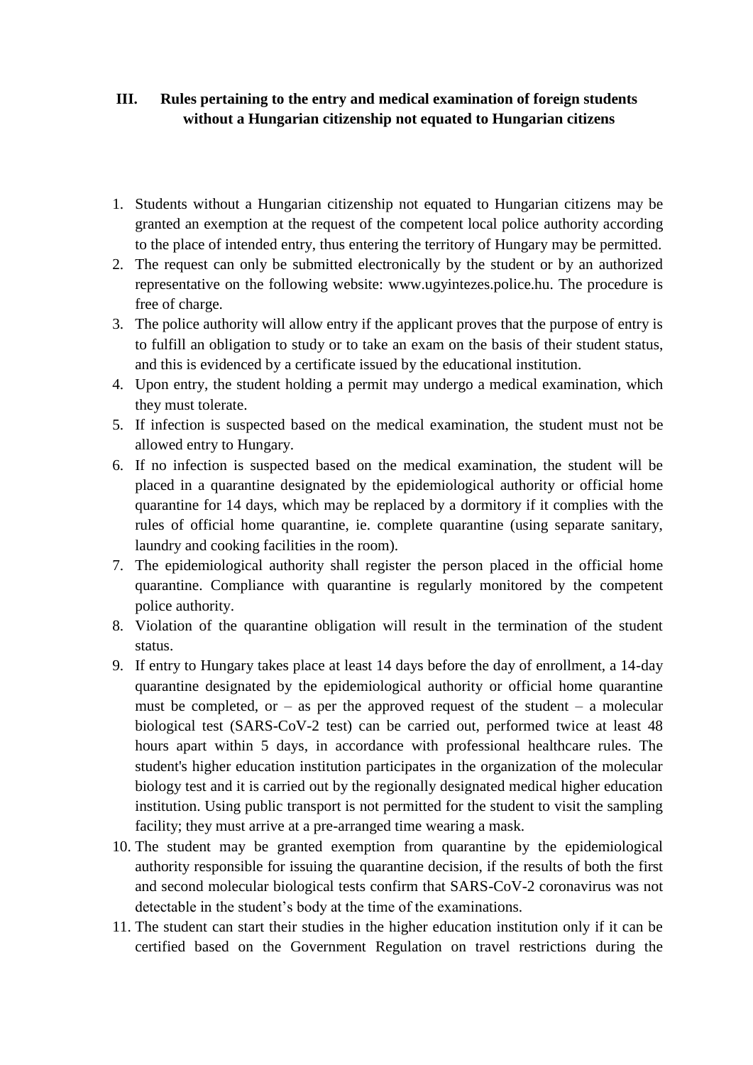## III. Rules pertaining to the entry and medical examination of foreign students without a Hungarian citizenship not equated to Hungarian citizens

1. Students without a Hungarian citizenship not equated to Hungarian citizens may be granted an exemption at the request of the competent local police authority according to the place of intended entry, thus entering the territory of Hungary may be permitted.
2. The request can only be submitted electronically by the student or by an authorized representative on the following website: www.ugyintezes.police.hu. The procedure is free of charge.
3. The police authority will allow entry if the applicant proves that the purpose of entry is to fulfill an obligation to study or to take an exam on the basis of their student status, and this is evidenced by a certificate issued by the educational institution.
4. Upon entry, the student holding a permit may undergo a medical examination, which they must tolerate.
5. If infection is suspected based on the medical examination, the student must not be allowed entry to Hungary.
6. If no infection is suspected based on the medical examination, the student will be placed in a quarantine designated by the epidemiological authority or official home quarantine for 14 days, which may be replaced by a dormitory if it complies with the rules of official home quarantine, ie. complete quarantine (using separate sanitary, laundry and cooking facilities in the room).
7. The epidemiological authority shall register the person placed in the official home quarantine. Compliance with quarantine is regularly monitored by the competent police authority.
8. Violation of the quarantine obligation will result in the termination of the student status.
9. If entry to Hungary takes place at least 14 days before the day of enrollment, a 14-day quarantine designated by the epidemiological authority or official home quarantine must be completed, or – as per the approved request of the student – a molecular biological test (SARS-CoV-2 test) can be carried out, performed twice at least 48 hours apart within 5 days, in accordance with professional healthcare rules. The student's higher education institution participates in the organization of the molecular biology test and it is carried out by the regionally designated medical higher education institution. Using public transport is not permitted for the student to visit the sampling facility; they must arrive at a pre-arranged time wearing a mask.
10. The student may be granted exemption from quarantine by the epidemiological authority responsible for issuing the quarantine decision, if the results of both the first and second molecular biological tests confirm that SARS-CoV-2 coronavirus was not detectable in the student's body at the time of the examinations.
11. The student can start their studies in the higher education institution only if it can be certified based on the Government Regulation on travel restrictions during the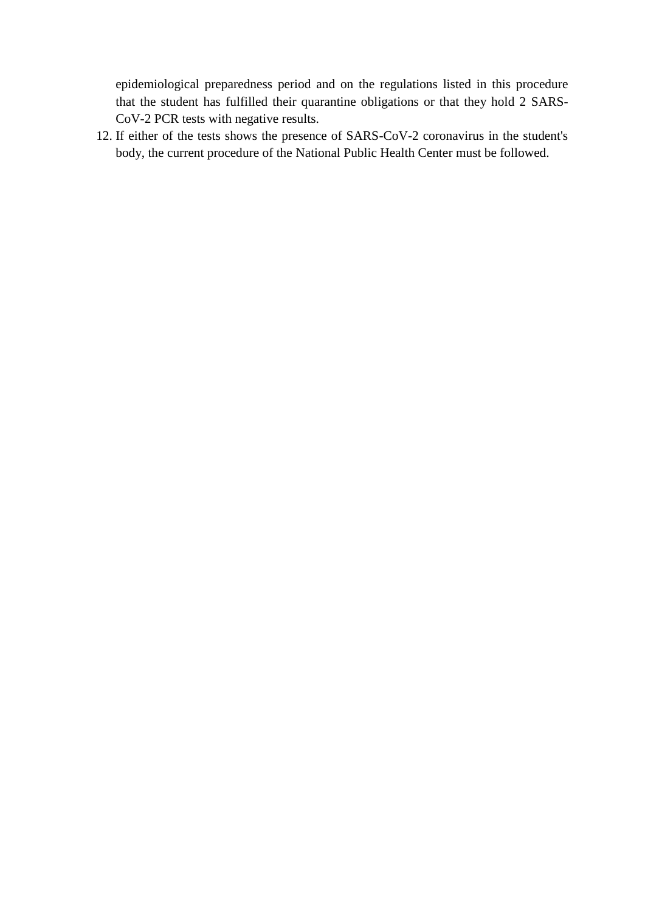epidemiological preparedness period and on the regulations listed in this procedure that the student has fulfilled their quarantine obligations or that they hold 2 SARS-CoV-2 PCR tests with negative results.

12. If either of the tests shows the presence of SARS-CoV-2 coronavirus in the student's body, the current procedure of the National Public Health Center must be followed.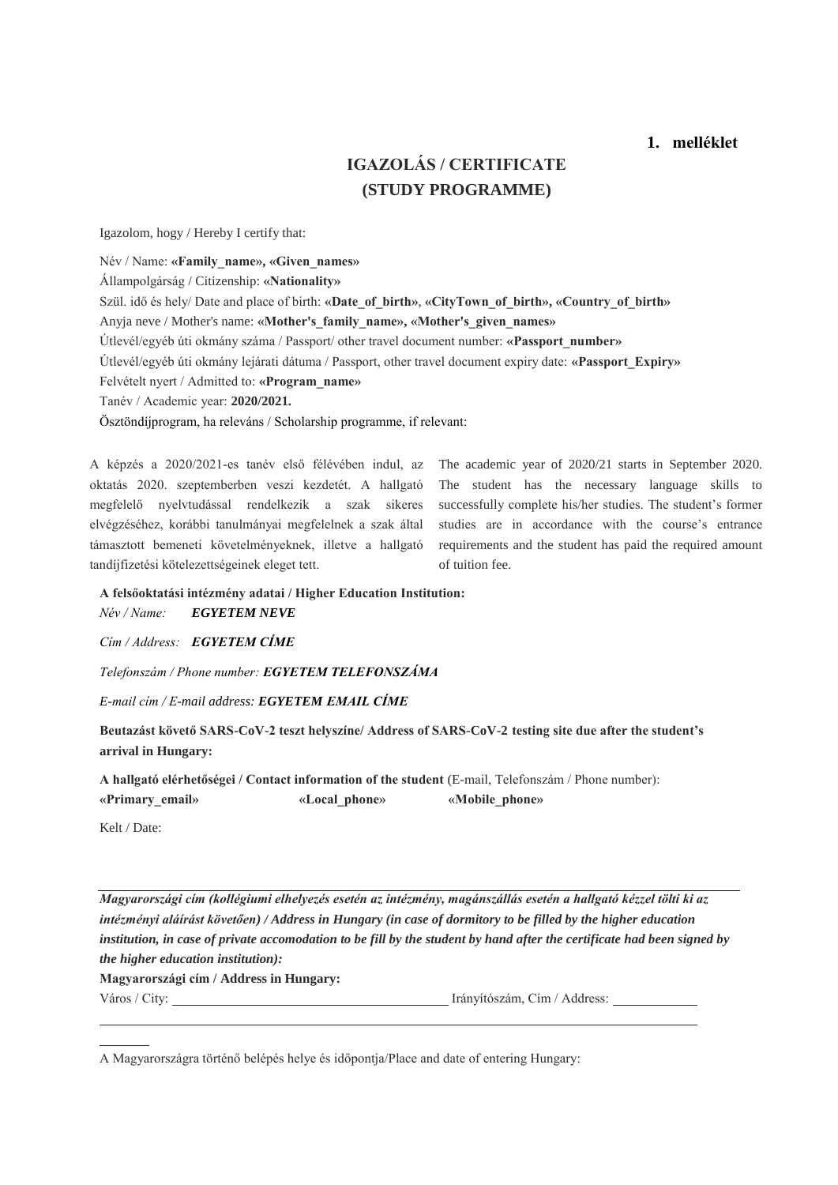**1. melléklet**

# IGAZOLÁS / CERTIFICATE
# (STUDY PROGRAMME)

Igazolom, hogy / Hereby I certify that:

Név / Name: **«Family_name», «Given_names»**

Állampolgárság / Citizenship: **«Nationality»**

Szül. idő és hely/ Date and place of birth: **«Date_of_birth»**, **«CityTown_of_birth», «Country_of_birth»**

Anyja neve / Mother's name: **«Mother's_family_name», «Mother's_given_names»**

Útlevél/egyéb úti okmány száma / Passport/ other travel document number: **«Passport_number»**

Útlevél/egyéb úti okmány lejárati dátuma / Passport, other travel document expiry date: **«Passport_Expiry»**

Felvételt nyert / Admitted to: **«Program_name»**

Tanév / Academic year: **2020/2021.**

Ösztöndíjprogram, ha releváns / Scholarship programme, if relevant:

A képzés a 2020/2021-es tanév első félévében indul, az oktatás 2020. szeptemberben veszi kezdetét. A hallgató megfelelő nyelvtudással rendelkezik a szak sikeres elvégzéséhez, korábbi tanulmányai megfelelnek a szak által támasztott bemeneti követelményeknek, illetve a hallgató tandíjfizetési kötelezettségeinek eleget tett.

The academic year of 2020/21 starts in September 2020. The student has the necessary language skills to successfully complete his/her studies. The student's former studies are in accordance with the course's entrance requirements and the student has paid the required amount of tuition fee.

**A felsőoktatási intézmény adatai / Higher Education Institution:**

*Név / Name:* ***EGYETEM NEVE***

*Cím / Address:* ***EGYETEM CÍME***

*Telefonszám / Phone number:* ***EGYETEM TELEFONSZÁMA***

*E-mail cím / E-mail address:* ***EGYETEM EMAIL CÍME***

**Beutazást követő SARS-CoV-2 teszt helyszíne/ Address of SARS-CoV-2 testing site due after the student's arrival in Hungary:**

**A hallgató elérhetőségei / Contact information of the student** (E-mail, Telefonszám / Phone number):

**«Primary_email»** **«Local_phone»** **«Mobile_phone»**

Kelt / Date:

***Magyarországi cím (kollégiumi elhelyezés esetén az intézmény, magánszállás esetén a hallgató kézzel tölti ki az intézményi aláírást követően) / Address in Hungary (in case of dormitory to be filled by the higher education institution, in case of private accomodation to be fill by the student by hand after the certificate had been signed by the higher education institution):***

**Magyarországi cím / Address in Hungary:**

Város / City: \_\_\_\_\_\_\_\_\_\_\_\_\_\_\_\_\_\_\_\_ Irányítószám, Cím / Address: \_\_\_\_\_\_\_\_\_\_

A Magyarországra történő belépés helye és időpontja/Place and date of entering Hungary: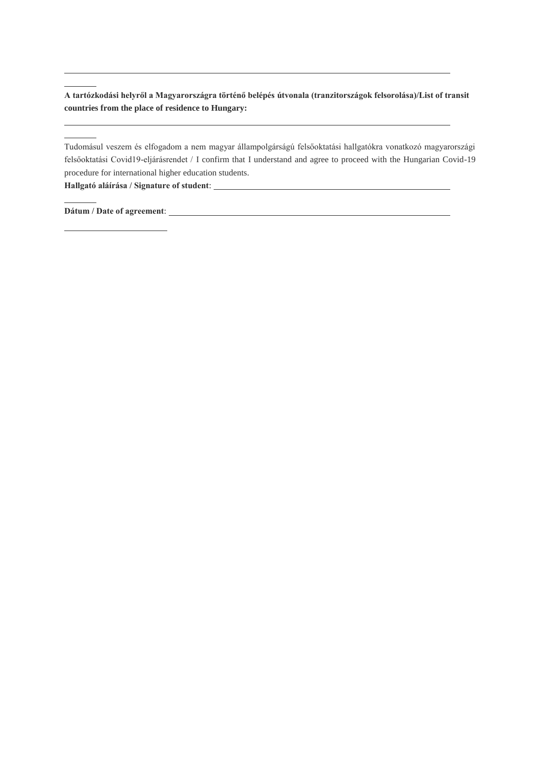**A tartózkodási helyről a Magyarországra történő belépés útvonala (tranzitországok felsorolása)/List of transit countries from the place of residence to Hungary:**

Tudomásul veszem és elfogadom a nem magyar állampolgárságú felsőoktatási hallgatókra vonatkozó magyarországi felsőoktatási Covid19-eljárásrendet / I confirm that I understand and agree to proceed with the Hungarian Covid-19 procedure for international higher education students.

**Hallgató aláírása / Signature of student**: \_\_\_\_\_\_\_\_\_\_\_\_\_\_\_\_\_\_\_\_\_\_\_\_\_\_\_\_\_\_\_\_

**Dátum / Date of agreement**: \_\_\_\_\_\_\_\_\_\_\_\_\_\_\_\_\_\_\_\_\_\_\_\_\_\_\_\_\_\_\_\_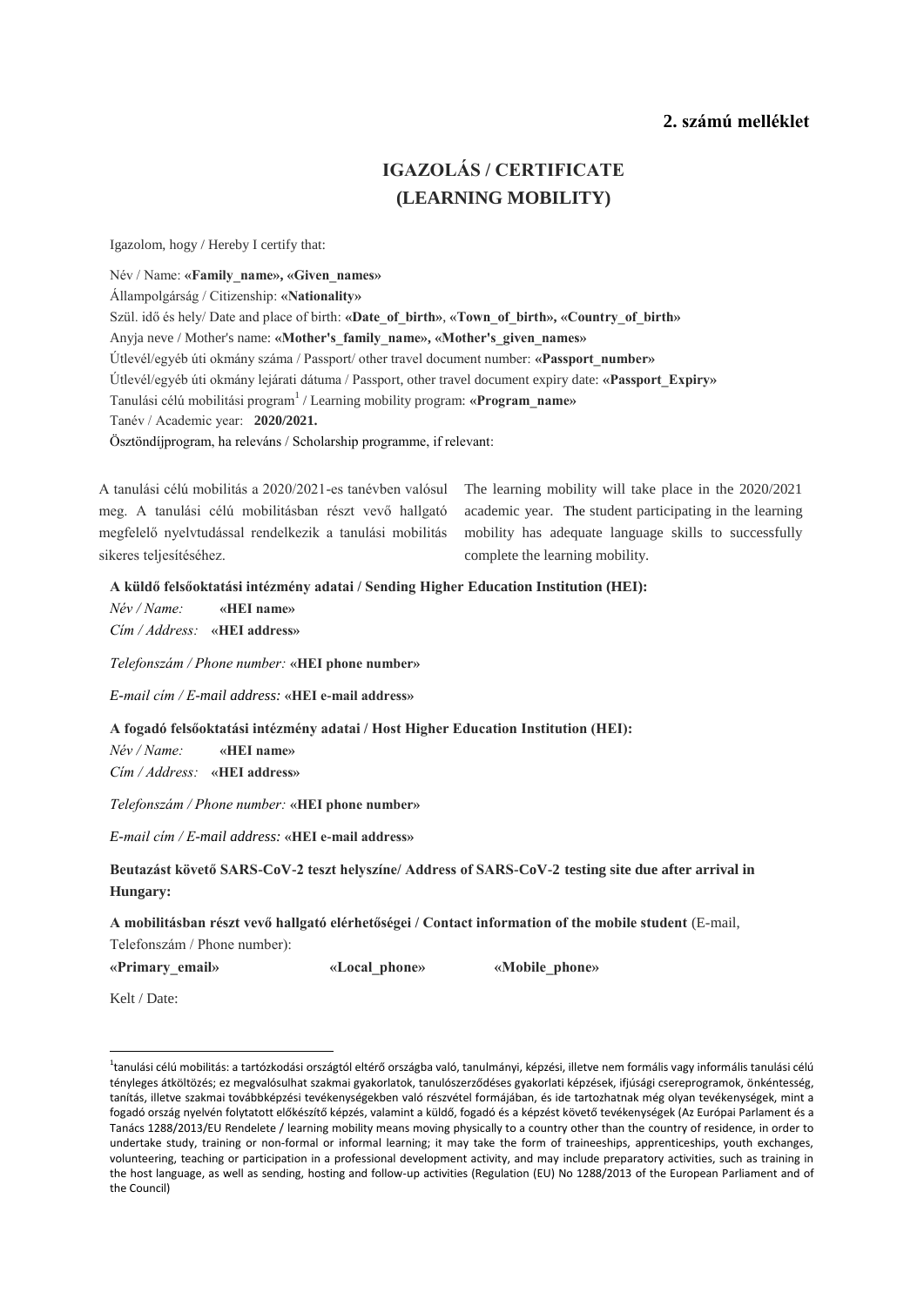**2. számú melléklet**

# IGAZOLÁS / CERTIFICATE
# (LEARNING MOBILITY)

Igazolom, hogy / Hereby I certify that:

Név / Name: **«Family_name», «Given_names»**

Állampolgárság / Citizenship: **«Nationality»**

Szül. idő és hely/ Date and place of birth: **«Date_of_birth»**, **«Town_of_birth», «Country_of_birth»**

Anyja neve / Mother's name: **«Mother's_family_name», «Mother's_given_names»**

Útlevél/egyéb úti okmány száma / Passport/ other travel document number: **«Passport_number»**

Útlevél/egyéb úti okmány lejárati dátuma / Passport, other travel document expiry date: **«Passport_Expiry»**

Tanulási célú mobilitási program[1] / Learning mobility program: **«Program_name»**

Tanév / Academic year: **2020/2021.**

Ösztöndíjprogram, ha releváns / Scholarship programme, if relevant:

A tanulási célú mobilitás a 2020/2021-es tanévben valósul meg. A tanulási célú mobilitásban részt vevő hallgató megfelelő nyelvtudással rendelkezik a tanulási mobilitás sikeres teljesítéséhez.

The learning mobility will take place in the 2020/2021 academic year. The student participating in the learning mobility has adequate language skills to successfully complete the learning mobility.

**A küldő felsőoktatási intézmény adatai / Sending Higher Education Institution (HEI):**

*Név / Name:* **«HEI name»**

*Cím / Address:* **«HEI address»**

*Telefonszám / Phone number:* **«HEI phone number»**

*E-mail cím / E-mail address:* **«HEI e-mail address»**

**A fogadó felsőoktatási intézmény adatai / Host Higher Education Institution (HEI):**

*Név / Name:* **«HEI name»**

*Cím / Address:* **«HEI address»**

*Telefonszám / Phone number:* **«HEI phone number»**

*E-mail cím / E-mail address:* **«HEI e-mail address»**

**Beutazást követő SARS-CoV-2 teszt helyszíne/ Address of SARS-CoV-2 testing site due after arrival in Hungary:**

**A mobilitásban részt vevő hallgató elérhetőségei / Contact information of the mobile student** (E-mail, Telefonszám / Phone number):

**«Primary_email»** **«Local_phone»** **«Mobile_phone»**

Kelt / Date:

---

[1] tanulási célú mobilitás: a tartózkodási országtól eltérő országba való, tanulmányi, képzési, illetve nem formális vagy informális tanulási célú tényleges átköltözés; ez megvalósulhat szakmai gyakorlatok, tanulószerződéses gyakorlati képzések, ifjúsági csereprogramok, önkéntesség, tanítás, illetve szakmai továbbképzési tevékenységekben való részvétel formájában, és ide tartozhatnak még olyan tevékenységek, mint a fogadó ország nyelvén folytatott előkészítő képzés, valamint a küldő, fogadó és a képzést követő tevékenységek (Az Európai Parlament és a Tanács 1288/2013/EU Rendelete / learning mobility means moving physically to a country other than the country of residence, in order to undertake study, training or non-formal or informal learning; it may take the form of traineeships, apprenticeships, youth exchanges, volunteering, teaching or participation in a professional development activity, and may include preparatory activities, such as training in the host language, as well as sending, hosting and follow-up activities (Regulation (EU) No 1288/2013 of the European Parliament and of the Council)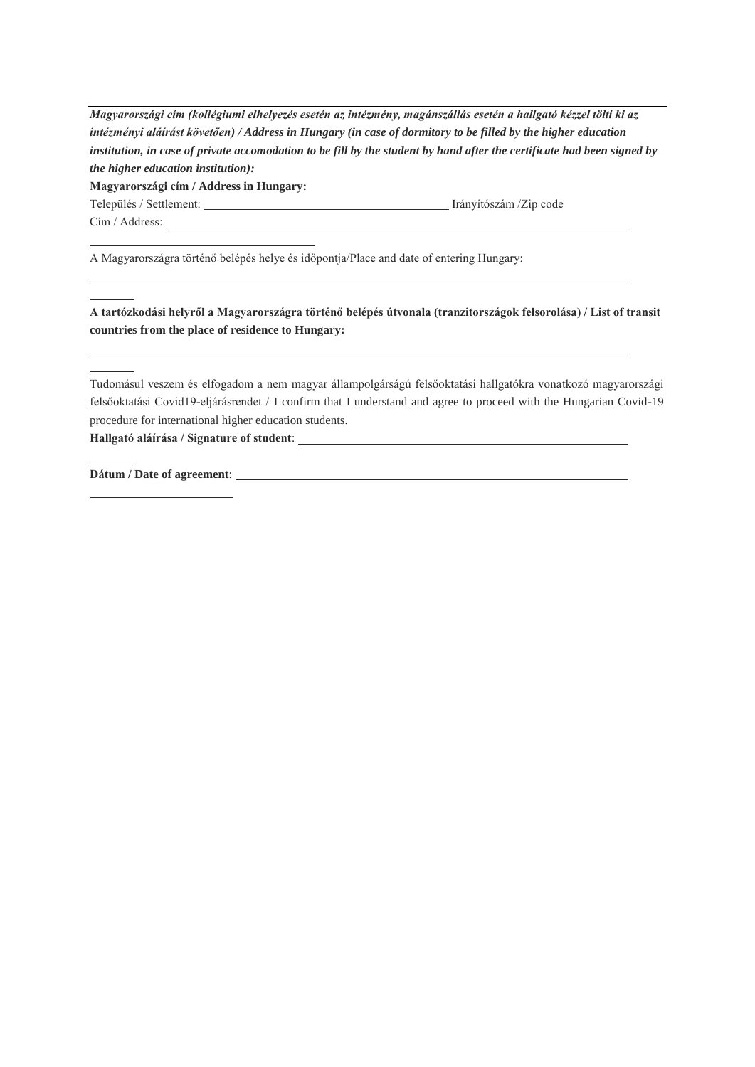***Magyarországi cím (kollégiumi elhelyezés esetén az intézmény, magánszállás esetén a hallgató kézzel tölti ki az intézményi aláírást követően) / Address in Hungary (in case of dormitory to be filled by the higher education institution, in case of private accomodation to be fill by the student by hand after the certificate had been signed by the higher education institution):***

**Magyarországi cím / Address in Hungary:**

Település / Settlement: ________________________________________ Irányítószám /Zip code

Cím / Address: ______________________________________________________________________

A Magyarországra történő belépés helye és időpontja/Place and date of entering Hungary:

______________________________________________________________________

**A tartózkodási helyről a Magyarországra történő belépés útvonala (tranzitországok felsorolása) / List of transit countries from the place of residence to Hungary:**

______________________________________________________________________

Tudomásul veszem és elfogadom a nem magyar állampolgárságú felsőoktatási hallgatókra vonatkozó magyarországi felsőoktatási Covid19-eljárásrendet / I confirm that I understand and agree to proceed with the Hungarian Covid-19 procedure for international higher education students.

**Hallgató aláírása / Signature of student**: ________________________________________

**Dátum / Date of agreement**: ________________________________________